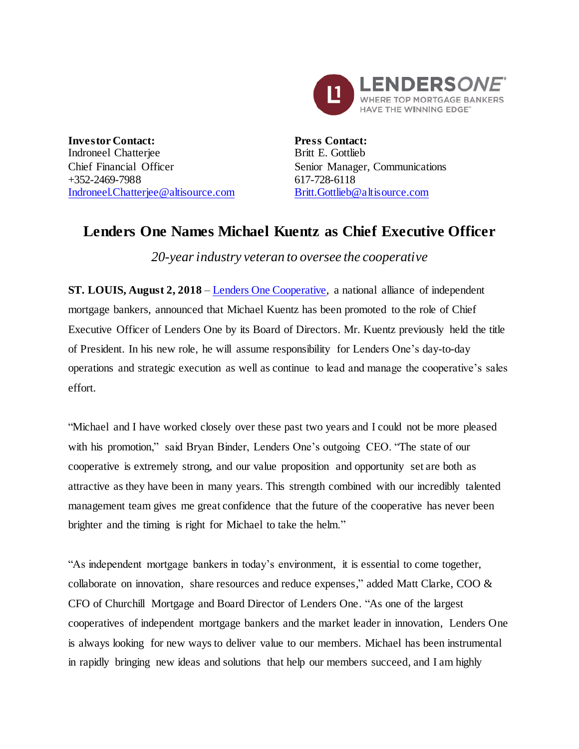**Investor Contact:**
Indroneel Chatterjee
Chief Financial Officer
+352-2469-7988
[Indroneel.Chatterjee@altisource.com](mailto:Indroneel.Chatterjee@altisource.com)

**Press Contact:**
Britt E. Gottlieb
Senior Manager, Communications
617-728-6118
[Britt.Gottlieb@altisource.com](mailto:Britt.Gottlieb@altisource.com)

# Lenders One Names Michael Kuentz as Chief Executive Officer

*20-year industry veteran to oversee the cooperative*

**ST. LOUIS, August 2, 2018** – [Lenders One Cooperative](), a national alliance of independent mortgage bankers, announced that Michael Kuentz has been promoted to the role of Chief Executive Officer of Lenders One by its Board of Directors. Mr. Kuentz previously held the title of President. In his new role, he will assume responsibility for Lenders One's day-to-day operations and strategic execution as well as continue to lead and manage the cooperative's sales effort.

"Michael and I have worked closely over these past two years and I could not be more pleased with his promotion," said Bryan Binder, Lenders One's outgoing CEO. "The state of our cooperative is extremely strong, and our value proposition and opportunity set are both as attractive as they have been in many years. This strength combined with our incredibly talented management team gives me great confidence that the future of the cooperative has never been brighter and the timing is right for Michael to take the helm."

"As independent mortgage bankers in today's environment, it is essential to come together, collaborate on innovation, share resources and reduce expenses," added Matt Clarke, COO & CFO of Churchill Mortgage and Board Director of Lenders One. "As one of the largest cooperatives of independent mortgage bankers and the market leader in innovation, Lenders One is always looking for new ways to deliver value to our members. Michael has been instrumental in rapidly bringing new ideas and solutions that help our members succeed, and I am highly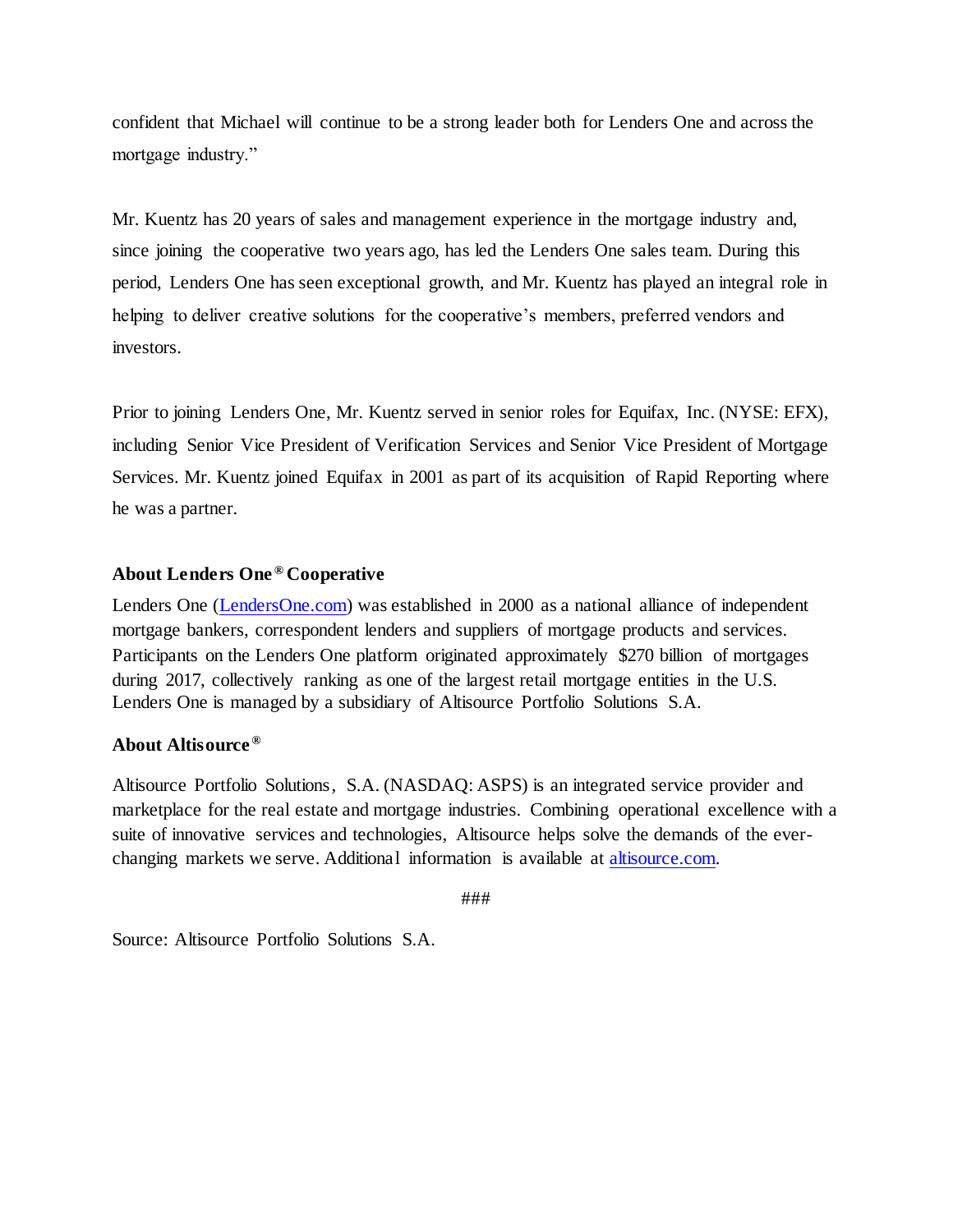confident that Michael will continue to be a strong leader both for Lenders One and across the mortgage industry."

Mr. Kuentz has 20 years of sales and management experience in the mortgage industry and, since joining the cooperative two years ago, has led the Lenders One sales team. During this period, Lenders One has seen exceptional growth, and Mr. Kuentz has played an integral role in helping to deliver creative solutions for the cooperative's members, preferred vendors and investors.

Prior to joining Lenders One, Mr. Kuentz served in senior roles for Equifax, Inc. (NYSE: EFX), including Senior Vice President of Verification Services and Senior Vice President of Mortgage Services. Mr. Kuentz joined Equifax in 2001 as part of its acquisition of Rapid Reporting where he was a partner.

**About Lenders One® Cooperative**

Lenders One (LendersOne.com) was established in 2000 as a national alliance of independent mortgage bankers, correspondent lenders and suppliers of mortgage products and services. Participants on the Lenders One platform originated approximately $270 billion of mortgages during 2017, collectively ranking as one of the largest retail mortgage entities in the U.S. Lenders One is managed by a subsidiary of Altisource Portfolio Solutions S.A.

**About Altisource®**

Altisource Portfolio Solutions, S.A. (NASDAQ: ASPS) is an integrated service provider and marketplace for the real estate and mortgage industries. Combining operational excellence with a suite of innovative services and technologies, Altisource helps solve the demands of the ever-changing markets we serve. Additional information is available at altisource.com.

###

Source: Altisource Portfolio Solutions S.A.